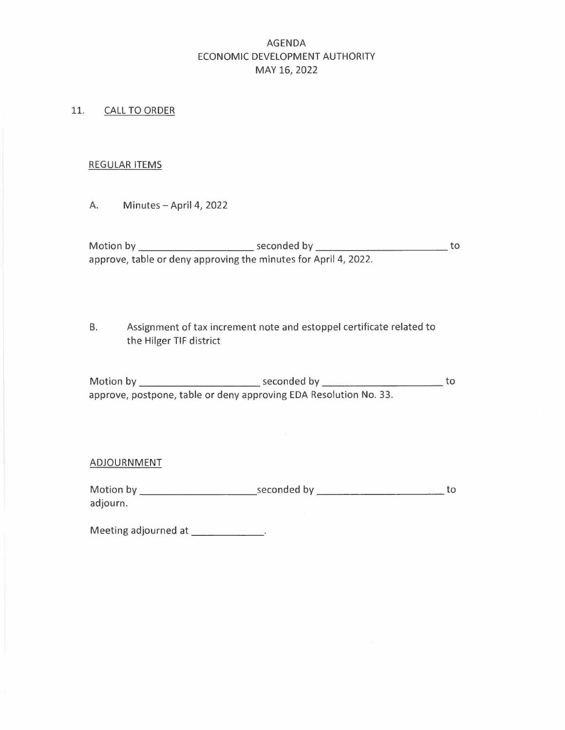# AGENDA
# ECONOMIC DEVELOPMENT AUTHORITY
# MAY 16, 2022

11. <u>CALL TO ORDER</u>

<u>REGULAR ITEMS</u>

A. Minutes – April 4, 2022

Motion by ____________________ seconded by ______________________ to approve, table or deny approving the minutes for April 4, 2022.

B. Assignment of tax increment note and estoppel certificate related to the Hilger TIF district

Motion by ____________________ seconded by ____________________ to approve, postpone, table or deny approving EDA Resolution No. 33.

<u>ADJOURNMENT</u>

Motion by ____________________ seconded by ____________________ to adjourn.

Meeting adjourned at ____________.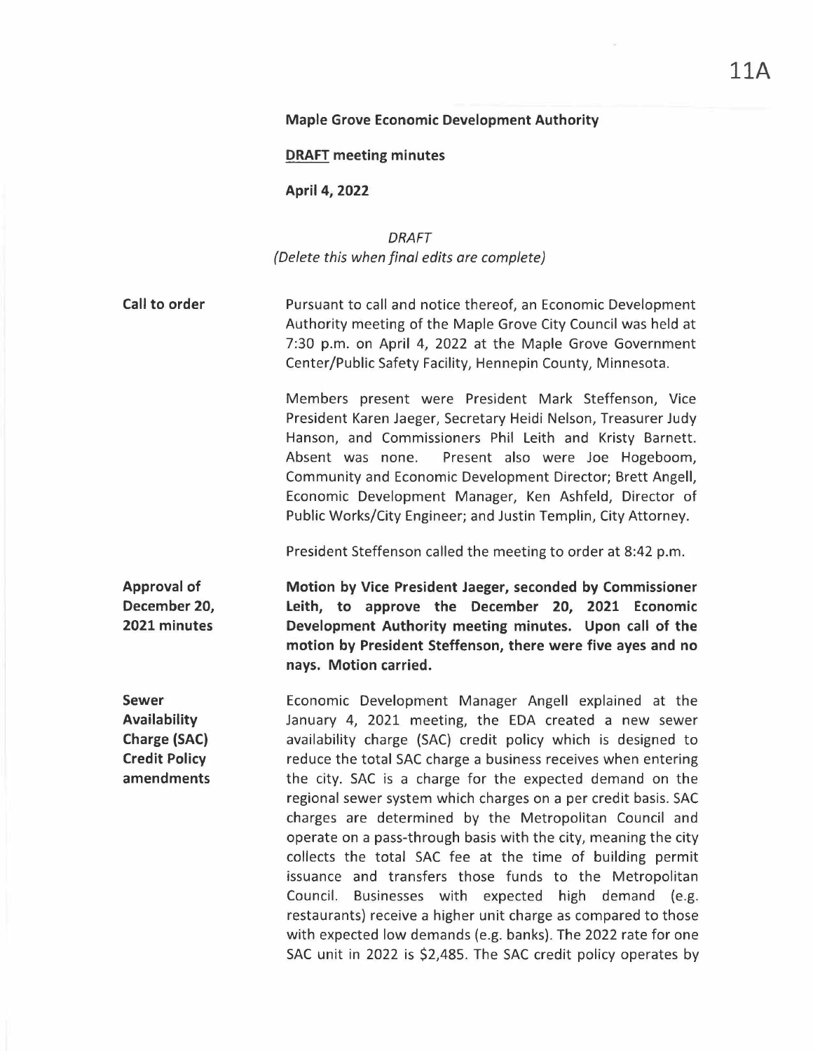11A

**Maple Grove Economic Development Authority**

**<u>DRAFT</u> meeting minutes**

**April 4, 2022**

*DRAFT*
*(Delete this when final edits are complete)*

**Call to order**

Pursuant to call and notice thereof, an Economic Development Authority meeting of the Maple Grove City Council was held at 7:30 p.m. on April 4, 2022 at the Maple Grove Government Center/Public Safety Facility, Hennepin County, Minnesota.

Members present were President Mark Steffenson, Vice President Karen Jaeger, Secretary Heidi Nelson, Treasurer Judy Hanson, and Commissioners Phil Leith and Kristy Barnett. Absent was none. Present also were Joe Hogeboom, Community and Economic Development Director; Brett Angell, Economic Development Manager, Ken Ashfeld, Director of Public Works/City Engineer; and Justin Templin, City Attorney.

President Steffenson called the meeting to order at 8:42 p.m.

**Approval of December 20, 2021 minutes**

**Motion by Vice President Jaeger, seconded by Commissioner Leith, to approve the December 20, 2021 Economic Development Authority meeting minutes. Upon call of the motion by President Steffenson, there were five ayes and no nays. Motion carried.**

**Sewer Availability Charge (SAC) Credit Policy amendments**

Economic Development Manager Angell explained at the January 4, 2021 meeting, the EDA created a new sewer availability charge (SAC) credit policy which is designed to reduce the total SAC charge a business receives when entering the city. SAC is a charge for the expected demand on the regional sewer system which charges on a per credit basis. SAC charges are determined by the Metropolitan Council and operate on a pass-through basis with the city, meaning the city collects the total SAC fee at the time of building permit issuance and transfers those funds to the Metropolitan Council. Businesses with expected high demand (e.g. restaurants) receive a higher unit charge as compared to those with expected low demands (e.g. banks). The 2022 rate for one SAC unit in 2022 is $2,485. The SAC credit policy operates by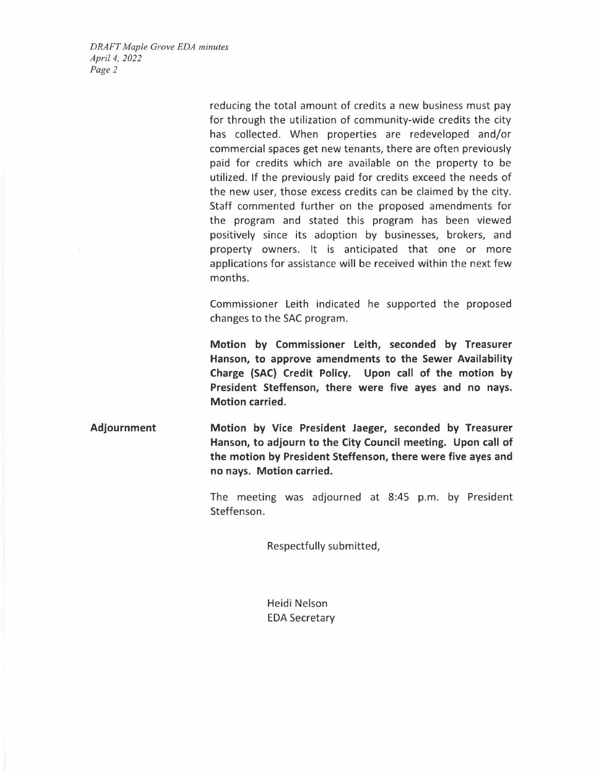reducing the total amount of credits a new business must pay for through the utilization of community-wide credits the city has collected. When properties are redeveloped and/or commercial spaces get new tenants, there are often previously paid for credits which are available on the property to be utilized. If the previously paid for credits exceed the needs of the new user, those excess credits can be claimed by the city. Staff commented further on the proposed amendments for the program and stated this program has been viewed positively since its adoption by businesses, brokers, and property owners. It is anticipated that one or more applications for assistance will be received within the next few months.

Commissioner Leith indicated he supported the proposed changes to the SAC program.

**Motion by Commissioner Leith, seconded by Treasurer Hanson, to approve amendments to the Sewer Availability Charge (SAC) Credit Policy. Upon call of the motion by President Steffenson, there were five ayes and no nays. Motion carried.**

**Adjournment**

**Motion by Vice President Jaeger, seconded by Treasurer Hanson, to adjourn to the City Council meeting. Upon call of the motion by President Steffenson, there were five ayes and no nays. Motion carried.**

The meeting was adjourned at 8:45 p.m. by President Steffenson.

Respectfully submitted,

Heidi Nelson
EDA Secretary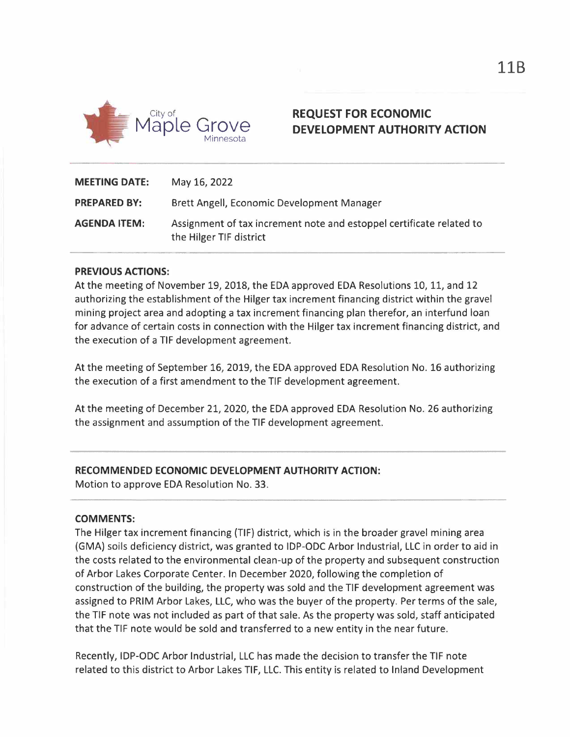11B

City of Maple Grove Minnesota

# REQUEST FOR ECONOMIC DEVELOPMENT AUTHORITY ACTION

**MEETING DATE:** May 16, 2022

**PREPARED BY:** Brett Angell, Economic Development Manager

**AGENDA ITEM:** Assignment of tax increment note and estoppel certificate related to the Hilger TIF district

**PREVIOUS ACTIONS:**

At the meeting of November 19, 2018, the EDA approved EDA Resolutions 10, 11, and 12 authorizing the establishment of the Hilger tax increment financing district within the gravel mining project area and adopting a tax increment financing plan therefor, an interfund loan for advance of certain costs in connection with the Hilger tax increment financing district, and the execution of a TIF development agreement.

At the meeting of September 16, 2019, the EDA approved EDA Resolution No. 16 authorizing the execution of a first amendment to the TIF development agreement.

At the meeting of December 21, 2020, the EDA approved EDA Resolution No. 26 authorizing the assignment and assumption of the TIF development agreement.

**RECOMMENDED ECONOMIC DEVELOPMENT AUTHORITY ACTION:**

Motion to approve EDA Resolution No. 33.

**COMMENTS:**

The Hilger tax increment financing (TIF) district, which is in the broader gravel mining area (GMA) soils deficiency district, was granted to IDP-ODC Arbor Industrial, LLC in order to aid in the costs related to the environmental clean-up of the property and subsequent construction of Arbor Lakes Corporate Center. In December 2020, following the completion of construction of the building, the property was sold and the TIF development agreement was assigned to PRIM Arbor Lakes, LLC, who was the buyer of the property. Per terms of the sale, the TIF note was not included as part of that sale. As the property was sold, staff anticipated that the TIF note would be sold and transferred to a new entity in the near future.

Recently, IDP-ODC Arbor Industrial, LLC has made the decision to transfer the TIF note related to this district to Arbor Lakes TIF, LLC. This entity is related to Inland Development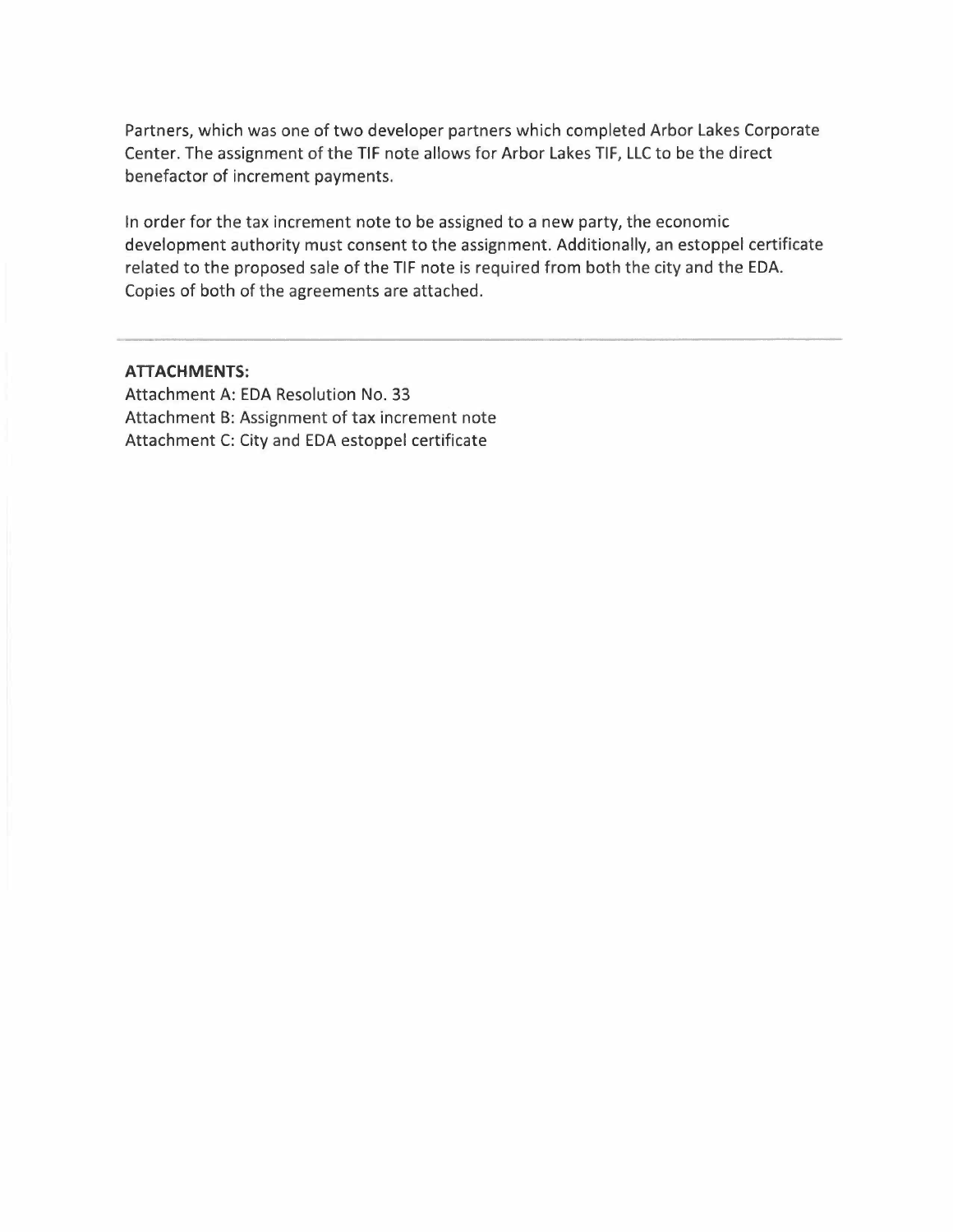Partners, which was one of two developer partners which completed Arbor Lakes Corporate Center. The assignment of the TIF note allows for Arbor Lakes TIF, LLC to be the direct benefactor of increment payments.

In order for the tax increment note to be assigned to a new party, the economic development authority must consent to the assignment. Additionally, an estoppel certificate related to the proposed sale of the TIF note is required from both the city and the EDA. Copies of both of the agreements are attached.

---

**ATTACHMENTS:**

Attachment A: EDA Resolution No. 33
Attachment B: Assignment of tax increment note
Attachment C: City and EDA estoppel certificate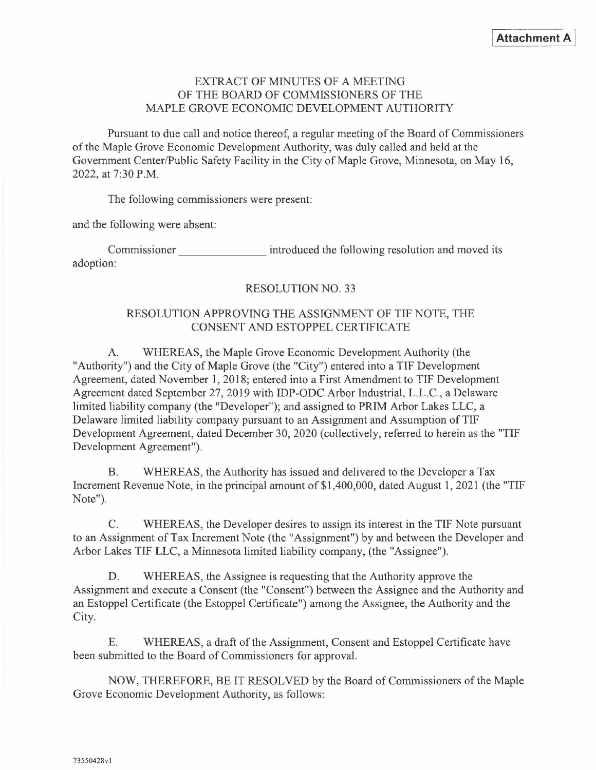**Attachment A**

EXTRACT OF MINUTES OF A MEETING
OF THE BOARD OF COMMISSIONERS OF THE
MAPLE GROVE ECONOMIC DEVELOPMENT AUTHORITY

Pursuant to due call and notice thereof, a regular meeting of the Board of Commissioners of the Maple Grove Economic Development Authority, was duly called and held at the Government Center/Public Safety Facility in the City of Maple Grove, Minnesota, on May 16, 2022, at 7:30 P.M.

The following commissioners were present:

and the following were absent:

Commissioner \_\_\_\_\_\_\_\_\_\_\_\_\_\_ introduced the following resolution and moved its adoption:

RESOLUTION NO. 33

RESOLUTION APPROVING THE ASSIGNMENT OF TIF NOTE, THE CONSENT AND ESTOPPEL CERTIFICATE

A. WHEREAS, the Maple Grove Economic Development Authority (the "Authority") and the City of Maple Grove (the "City") entered into a TIF Development Agreement, dated November 1, 2018; entered into a First Amendment to TIF Development Agreement dated September 27, 2019 with IDP-ODC Arbor Industrial, L.L.C., a Delaware limited liability company (the "Developer"); and assigned to PRIM Arbor Lakes LLC, a Delaware limited liability company pursuant to an Assignment and Assumption of TIF Development Agreement, dated December 30, 2020 (collectively, referred to herein as the "TIF Development Agreement").

B. WHEREAS, the Authority has issued and delivered to the Developer a Tax Increment Revenue Note, in the principal amount of $1,400,000, dated August 1, 2021 (the "TIF Note").

C. WHEREAS, the Developer desires to assign its interest in the TIF Note pursuant to an Assignment of Tax Increment Note (the "Assignment") by and between the Developer and Arbor Lakes TIF LLC, a Minnesota limited liability company, (the "Assignee").

D. WHEREAS, the Assignee is requesting that the Authority approve the Assignment and execute a Consent (the "Consent") between the Assignee and the Authority and an Estoppel Certificate (the Estoppel Certificate") among the Assignee, the Authority and the City.

E. WHEREAS, a draft of the Assignment, Consent and Estoppel Certificate have been submitted to the Board of Commissioners for approval.

NOW, THEREFORE, BE IT RESOLVED by the Board of Commissioners of the Maple Grove Economic Development Authority, as follows:

73550428v1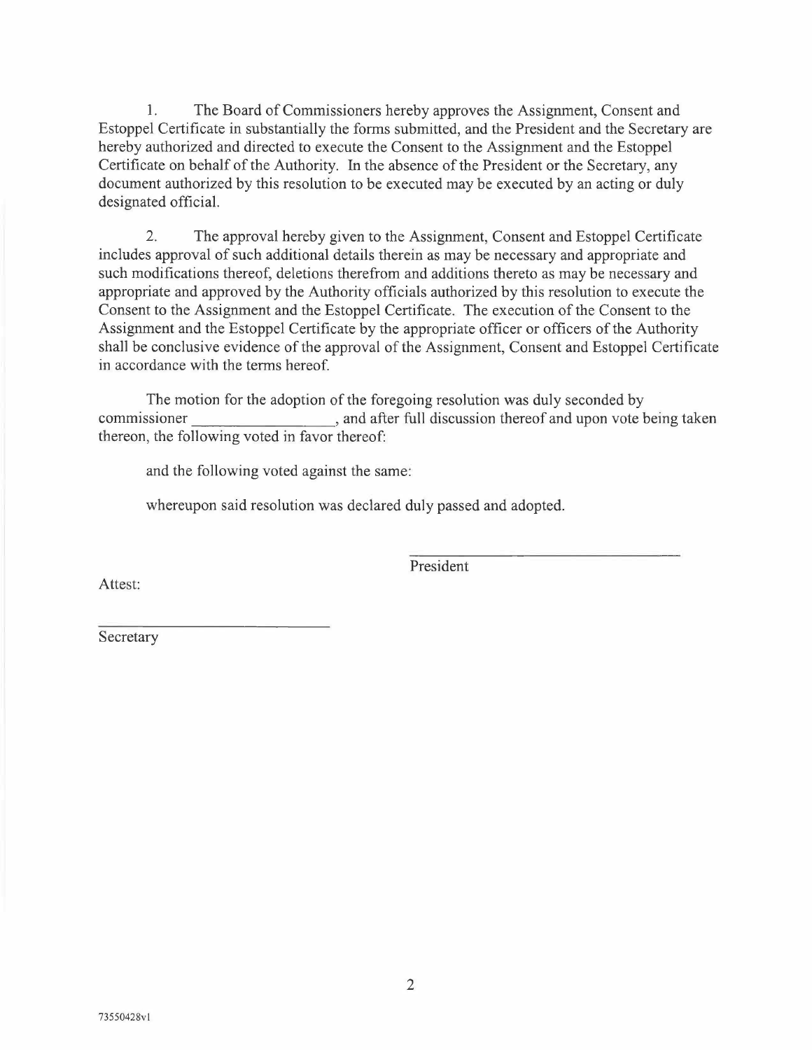1. The Board of Commissioners hereby approves the Assignment, Consent and Estoppel Certificate in substantially the forms submitted, and the President and the Secretary are hereby authorized and directed to execute the Consent to the Assignment and the Estoppel Certificate on behalf of the Authority. In the absence of the President or the Secretary, any document authorized by this resolution to be executed may be executed by an acting or duly designated official.

2. The approval hereby given to the Assignment, Consent and Estoppel Certificate includes approval of such additional details therein as may be necessary and appropriate and such modifications thereof, deletions therefrom and additions thereto as may be necessary and appropriate and approved by the Authority officials authorized by this resolution to execute the Consent to the Assignment and the Estoppel Certificate. The execution of the Consent to the Assignment and the Estoppel Certificate by the appropriate officer or officers of the Authority shall be conclusive evidence of the approval of the Assignment, Consent and Estoppel Certificate in accordance with the terms hereof.

The motion for the adoption of the foregoing resolution was duly seconded by commissioner ________________, and after full discussion thereof and upon vote being taken thereon, the following voted in favor thereof:

and the following voted against the same:

whereupon said resolution was declared duly passed and adopted.

________________________________
President

Attest:

____________________________
Secretary

73550428v1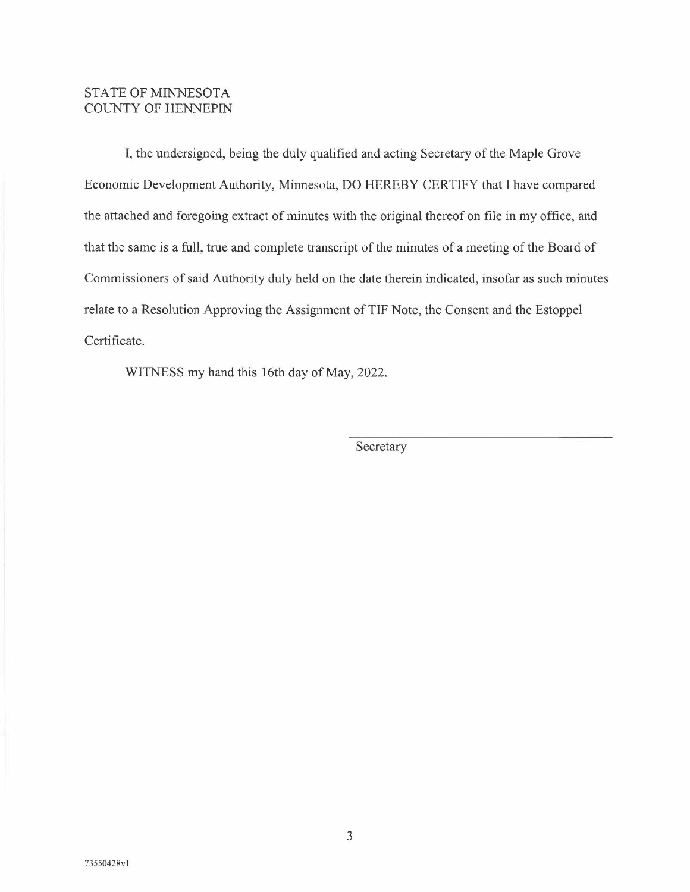STATE OF MINNESOTA
COUNTY OF HENNEPIN

I, the undersigned, being the duly qualified and acting Secretary of the Maple Grove Economic Development Authority, Minnesota, DO HEREBY CERTIFY that I have compared the attached and foregoing extract of minutes with the original thereof on file in my office, and that the same is a full, true and complete transcript of the minutes of a meeting of the Board of Commissioners of said Authority duly held on the date therein indicated, insofar as such minutes relate to a Resolution Approving the Assignment of TIF Note, the Consent and the Estoppel Certificate.

WITNESS my hand this 16th day of May, 2022.

\_\_\_\_\_\_\_\_\_\_\_\_\_\_\_\_\_\_\_\_\_\_\_\_\_\_\_\_\_\_\_\_\_\_\_\_
Secretary

73550428v1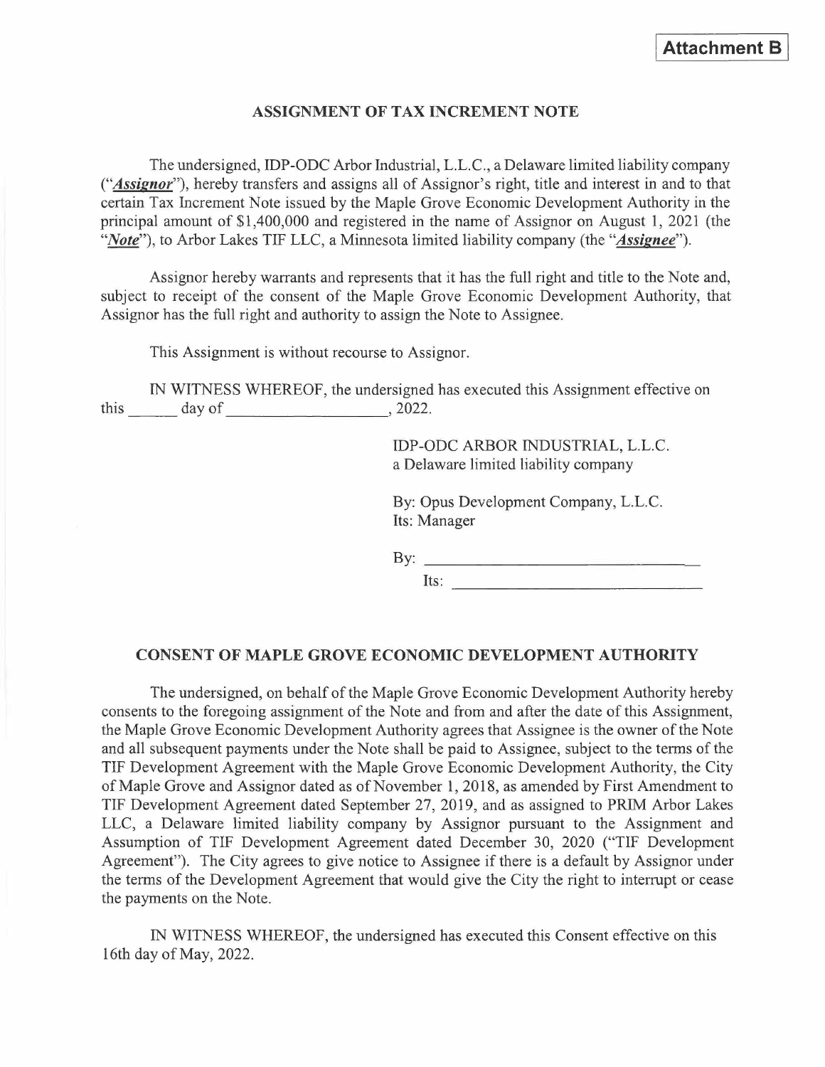**Attachment B**

## ASSIGNMENT OF TAX INCREMENT NOTE

The undersigned, IDP-ODC Arbor Industrial, L.L.C., a Delaware limited liability company ("***Assignor***"), hereby transfers and assigns all of Assignor's right, title and interest in and to that certain Tax Increment Note issued by the Maple Grove Economic Development Authority in the principal amount of $1,400,000 and registered in the name of Assignor on August 1, 2021 (the "***Note***"), to Arbor Lakes TIF LLC, a Minnesota limited liability company (the "***Assignee***").

Assignor hereby warrants and represents that it has the full right and title to the Note and, subject to receipt of the consent of the Maple Grove Economic Development Authority, that Assignor has the full right and authority to assign the Note to Assignee.

This Assignment is without recourse to Assignor.

IN WITNESS WHEREOF, the undersigned has executed this Assignment effective on this ______ day of ____________________, 2022.

IDP-ODC ARBOR INDUSTRIAL, L.L.C.
a Delaware limited liability company

By: Opus Development Company, L.L.C.
Its: Manager

By: ________________________________
Its: ________________________________

## CONSENT OF MAPLE GROVE ECONOMIC DEVELOPMENT AUTHORITY

The undersigned, on behalf of the Maple Grove Economic Development Authority hereby consents to the foregoing assignment of the Note and from and after the date of this Assignment, the Maple Grove Economic Development Authority agrees that Assignee is the owner of the Note and all subsequent payments under the Note shall be paid to Assignee, subject to the terms of the TIF Development Agreement with the Maple Grove Economic Development Authority, the City of Maple Grove and Assignor dated as of November 1, 2018, as amended by First Amendment to TIF Development Agreement dated September 27, 2019, and as assigned to PRIM Arbor Lakes LLC, a Delaware limited liability company by Assignor pursuant to the Assignment and Assumption of TIF Development Agreement dated December 30, 2020 ("TIF Development Agreement"). The City agrees to give notice to Assignee if there is a default by Assignor under the terms of the Development Agreement that would give the City the right to interrupt or cease the payments on the Note.

IN WITNESS WHEREOF, the undersigned has executed this Consent effective on this 16th day of May, 2022.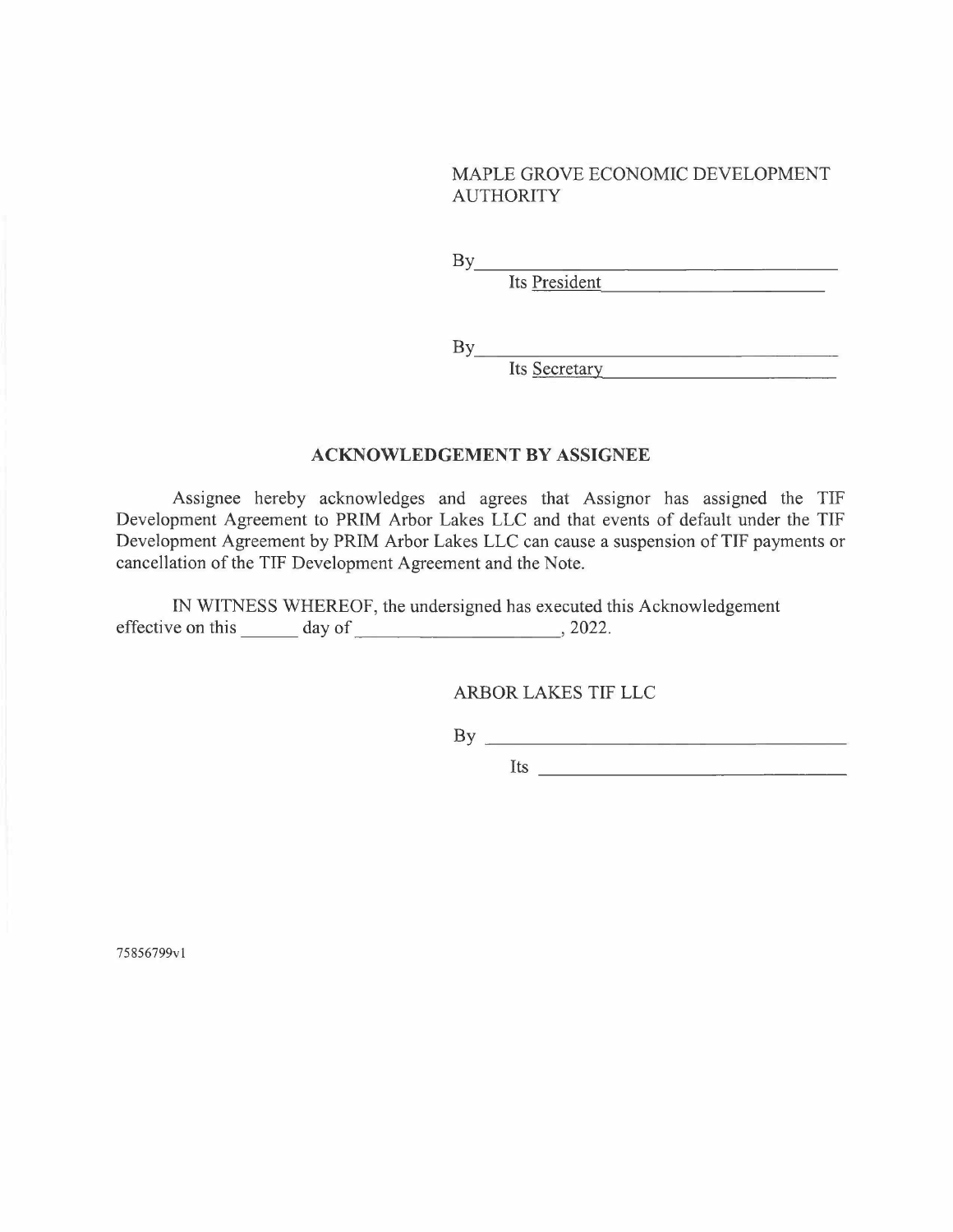MAPLE GROVE ECONOMIC DEVELOPMENT AUTHORITY

By\_\_\_\_\_\_\_\_\_\_\_\_\_\_\_\_\_\_\_\_\_\_\_\_\_\_\_\_\_\_\_\_\_\_\_\_\_\_
Its President

By\_\_\_\_\_\_\_\_\_\_\_\_\_\_\_\_\_\_\_\_\_\_\_\_\_\_\_\_\_\_\_\_\_\_\_\_\_\_
Its Secretary

**ACKNOWLEDGEMENT BY ASSIGNEE**

Assignee hereby acknowledges and agrees that Assignor has assigned the TIF Development Agreement to PRIM Arbor Lakes LLC and that events of default under the TIF Development Agreement by PRIM Arbor Lakes LLC can cause a suspension of TIF payments or cancellation of the TIF Development Agreement and the Note.

IN WITNESS WHEREOF, the undersigned has executed this Acknowledgement effective on this \_\_\_\_\_\_ day of \_\_\_\_\_\_\_\_\_\_\_\_\_\_\_\_\_\_\_\_\_, 2022.

ARBOR LAKES TIF LLC

By \_\_\_\_\_\_\_\_\_\_\_\_\_\_\_\_\_\_\_\_\_\_\_\_\_\_\_\_\_\_\_\_\_\_\_\_\_\_

Its \_\_\_\_\_\_\_\_\_\_\_\_\_\_\_\_\_\_\_\_\_\_\_\_\_\_\_\_\_\_\_\_\_\_\_

75856799v1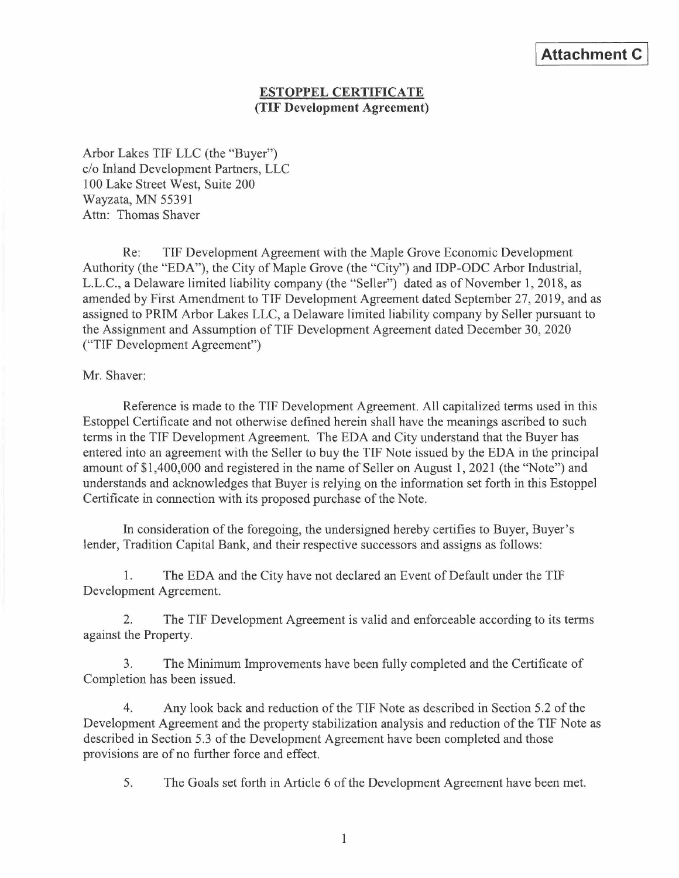**Attachment C**

## ESTOPPEL CERTIFICATE
**(TIF Development Agreement)**

Arbor Lakes TIF LLC (the "Buyer")
c/o Inland Development Partners, LLC
100 Lake Street West, Suite 200
Wayzata, MN 55391
Attn: Thomas Shaver

Re: TIF Development Agreement with the Maple Grove Economic Development Authority (the "EDA"), the City of Maple Grove (the "City") and IDP-ODC Arbor Industrial, L.L.C., a Delaware limited liability company (the "Seller") dated as of November 1, 2018, as amended by First Amendment to TIF Development Agreement dated September 27, 2019, and as assigned to PRIM Arbor Lakes LLC, a Delaware limited liability company by Seller pursuant to the Assignment and Assumption of TIF Development Agreement dated December 30, 2020 ("TIF Development Agreement")

Mr. Shaver:

Reference is made to the TIF Development Agreement. All capitalized terms used in this Estoppel Certificate and not otherwise defined herein shall have the meanings ascribed to such terms in the TIF Development Agreement. The EDA and City understand that the Buyer has entered into an agreement with the Seller to buy the TIF Note issued by the EDA in the principal amount of $1,400,000 and registered in the name of Seller on August 1, 2021 (the "Note") and understands and acknowledges that Buyer is relying on the information set forth in this Estoppel Certificate in connection with its proposed purchase of the Note.

In consideration of the foregoing, the undersigned hereby certifies to Buyer, Buyer's lender, Tradition Capital Bank, and their respective successors and assigns as follows:

1. The EDA and the City have not declared an Event of Default under the TIF Development Agreement.

2. The TIF Development Agreement is valid and enforceable according to its terms against the Property.

3. The Minimum Improvements have been fully completed and the Certificate of Completion has been issued.

4. Any look back and reduction of the TIF Note as described in Section 5.2 of the Development Agreement and the property stabilization analysis and reduction of the TIF Note as described in Section 5.3 of the Development Agreement have been completed and those provisions are of no further force and effect.

5. The Goals set forth in Article 6 of the Development Agreement have been met.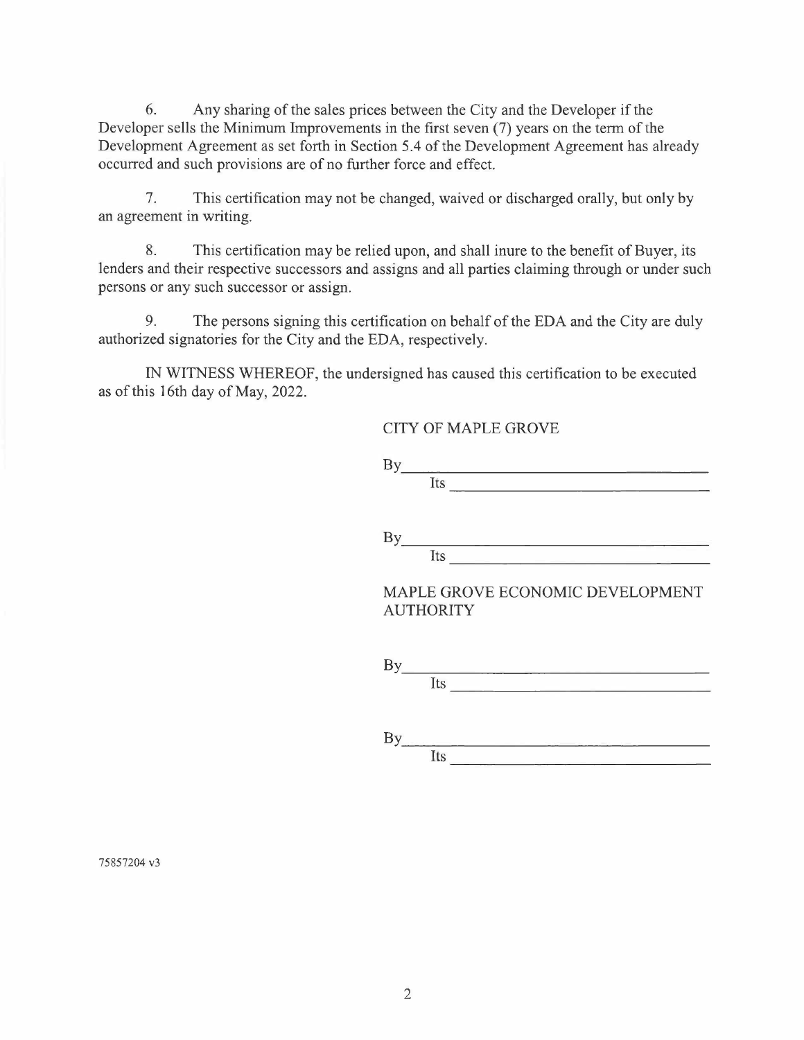6. Any sharing of the sales prices between the City and the Developer if the Developer sells the Minimum Improvements in the first seven (7) years on the term of the Development Agreement as set forth in Section 5.4 of the Development Agreement has already occurred and such provisions are of no further force and effect.

7. This certification may not be changed, waived or discharged orally, but only by an agreement in writing.

8. This certification may be relied upon, and shall inure to the benefit of Buyer, its lenders and their respective successors and assigns and all parties claiming through or under such persons or any such successor or assign.

9. The persons signing this certification on behalf of the EDA and the City are duly authorized signatories for the City and the EDA, respectively.

IN WITNESS WHEREOF, the undersigned has caused this certification to be executed as of this 16th day of May, 2022.

CITY OF MAPLE GROVE

By\_\_\_\_\_\_\_\_\_\_\_\_\_\_\_\_\_\_\_\_\_\_\_\_\_\_\_\_\_\_\_\_\_\_\_\_\_\_
Its \_\_\_\_\_\_\_\_\_\_\_\_\_\_\_\_\_\_\_\_\_\_\_\_\_\_\_\_\_\_\_\_\_\_

By\_\_\_\_\_\_\_\_\_\_\_\_\_\_\_\_\_\_\_\_\_\_\_\_\_\_\_\_\_\_\_\_\_\_\_\_\_\_
Its \_\_\_\_\_\_\_\_\_\_\_\_\_\_\_\_\_\_\_\_\_\_\_\_\_\_\_\_\_\_\_\_\_\_

MAPLE GROVE ECONOMIC DEVELOPMENT AUTHORITY

By\_\_\_\_\_\_\_\_\_\_\_\_\_\_\_\_\_\_\_\_\_\_\_\_\_\_\_\_\_\_\_\_\_\_\_\_\_\_
Its \_\_\_\_\_\_\_\_\_\_\_\_\_\_\_\_\_\_\_\_\_\_\_\_\_\_\_\_\_\_\_\_\_\_

By\_\_\_\_\_\_\_\_\_\_\_\_\_\_\_\_\_\_\_\_\_\_\_\_\_\_\_\_\_\_\_\_\_\_\_\_\_\_
Its \_\_\_\_\_\_\_\_\_\_\_\_\_\_\_\_\_\_\_\_\_\_\_\_\_\_\_\_\_\_\_\_\_\_

75857204 v3